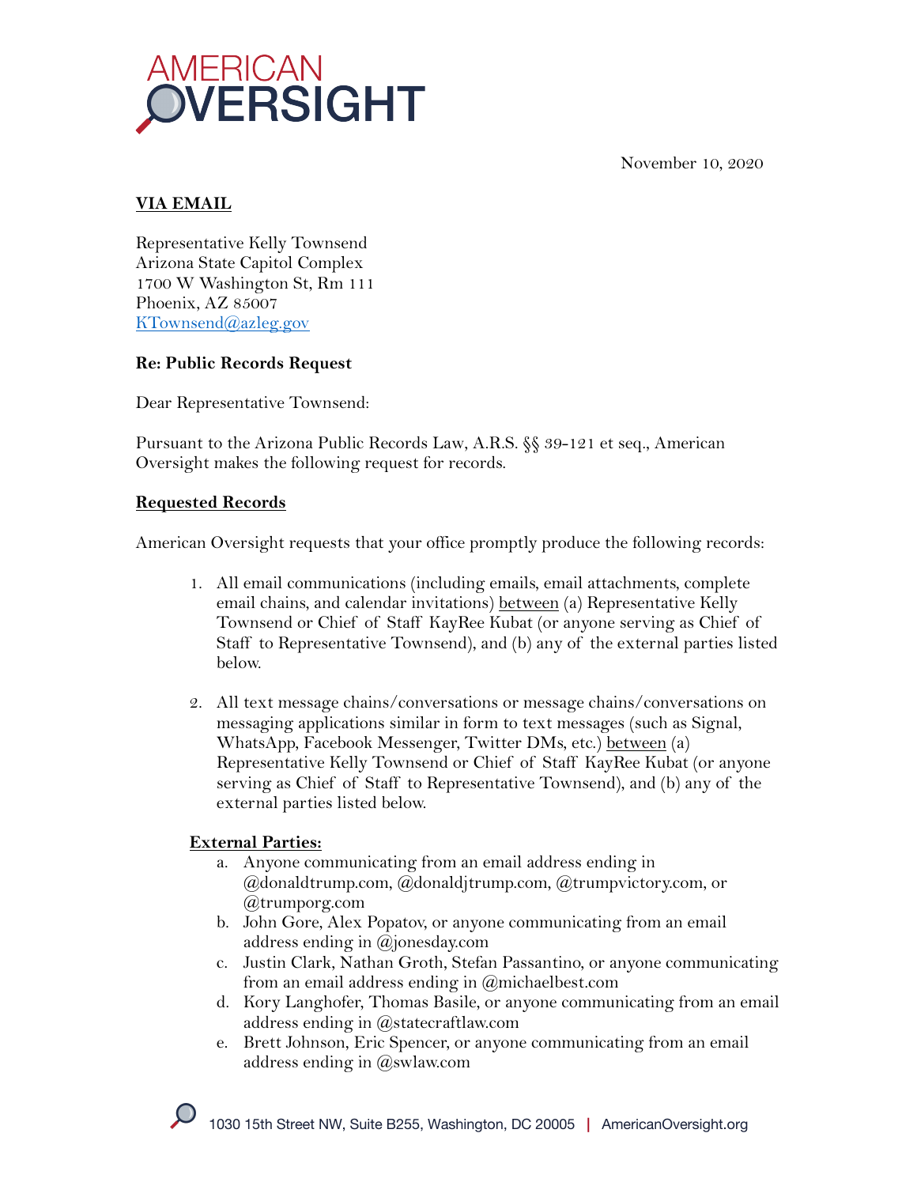# AMERICAN OVERSIGHT

November 10, 2020

**VIA EMAIL**

Representative Kelly Townsend
Arizona State Capitol Complex
1700 W Washington St, Rm 111
Phoenix, AZ 85007
KTownsend@azleg.gov

**Re: Public Records Request**

Dear Representative Townsend:

Pursuant to the Arizona Public Records Law, A.R.S. §§ 39-121 et seq., American Oversight makes the following request for records.

**Requested Records**

American Oversight requests that your office promptly produce the following records:

1. All email communications (including emails, email attachments, complete email chains, and calendar invitations) between (a) Representative Kelly Townsend or Chief of Staff KayRee Kubat (or anyone serving as Chief of Staff to Representative Townsend), and (b) any of the external parties listed below.

2. All text message chains/conversations or message chains/conversations on messaging applications similar in form to text messages (such as Signal, WhatsApp, Facebook Messenger, Twitter DMs, etc.) between (a) Representative Kelly Townsend or Chief of Staff KayRee Kubat (or anyone serving as Chief of Staff to Representative Townsend), and (b) any of the external parties listed below.

**External Parties:**

a. Anyone communicating from an email address ending in @donaldtrump.com, @donaldjtrump.com, @trumpvictory.com, or @trumporg.com
b. John Gore, Alex Popatov, or anyone communicating from an email address ending in @jonesday.com
c. Justin Clark, Nathan Groth, Stefan Passantino, or anyone communicating from an email address ending in @michaelbest.com
d. Kory Langhofer, Thomas Basile, or anyone communicating from an email address ending in @statecraftlaw.com
e. Brett Johnson, Eric Spencer, or anyone communicating from an email address ending in @swlaw.com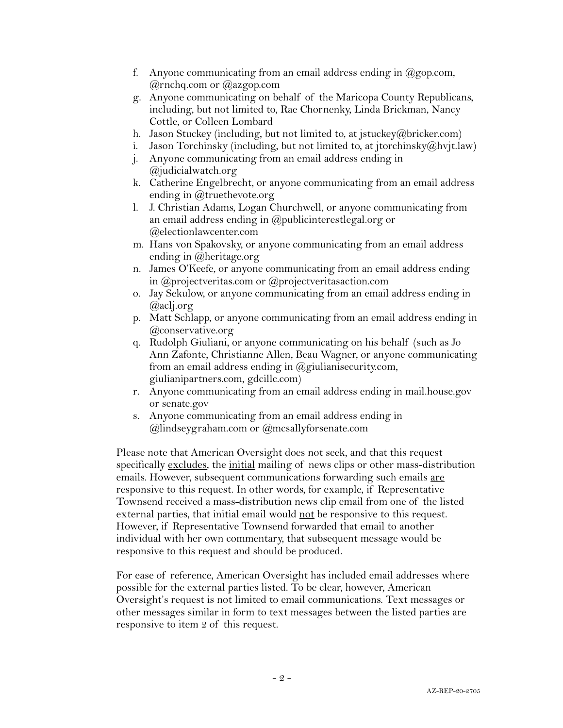f. Anyone communicating from an email address ending in @gop.com, @rnchq.com or @azgop.com
g. Anyone communicating on behalf of the Maricopa County Republicans, including, but not limited to, Rae Chornenky, Linda Brickman, Nancy Cottle, or Colleen Lombard
h. Jason Stuckey (including, but not limited to, at jstuckey@bricker.com)
i. Jason Torchinsky (including, but not limited to, at jtorchinsky@hvjt.law)
j. Anyone communicating from an email address ending in @judicialwatch.org
k. Catherine Engelbrecht, or anyone communicating from an email address ending in @truethevote.org
l. J. Christian Adams, Logan Churchwell, or anyone communicating from an email address ending in @publicinterestlegal.org or @electionlawcenter.com
m. Hans von Spakovsky, or anyone communicating from an email address ending in @heritage.org
n. James O'Keefe, or anyone communicating from an email address ending in @projectveritas.com or @projectveritasaction.com
o. Jay Sekulow, or anyone communicating from an email address ending in @aclj.org
p. Matt Schlapp, or anyone communicating from an email address ending in @conservative.org
q. Rudolph Giuliani, or anyone communicating on his behalf (such as Jo Ann Zafonte, Christianne Allen, Beau Wagner, or anyone communicating from an email address ending in @giulianisecurity.com, giulianipartners.com, gdcillc.com)
r. Anyone communicating from an email address ending in mail.house.gov or senate.gov
s. Anyone communicating from an email address ending in @lindseygraham.com or @mcsallyforsenate.com

Please note that American Oversight does not seek, and that this request specifically <u>excludes</u>, the <u>initial</u> mailing of news clips or other mass-distribution emails. However, subsequent communications forwarding such emails <u>are</u> responsive to this request. In other words, for example, if Representative Townsend received a mass-distribution news clip email from one of the listed external parties, that initial email would <u>not</u> be responsive to this request. However, if Representative Townsend forwarded that email to another individual with her own commentary, that subsequent message would be responsive to this request and should be produced.

For ease of reference, American Oversight has included email addresses where possible for the external parties listed. To be clear, however, American Oversight's request is not limited to email communications. Text messages or other messages similar in form to text messages between the listed parties are responsive to item 2 of this request.

AZ-REP-20-2705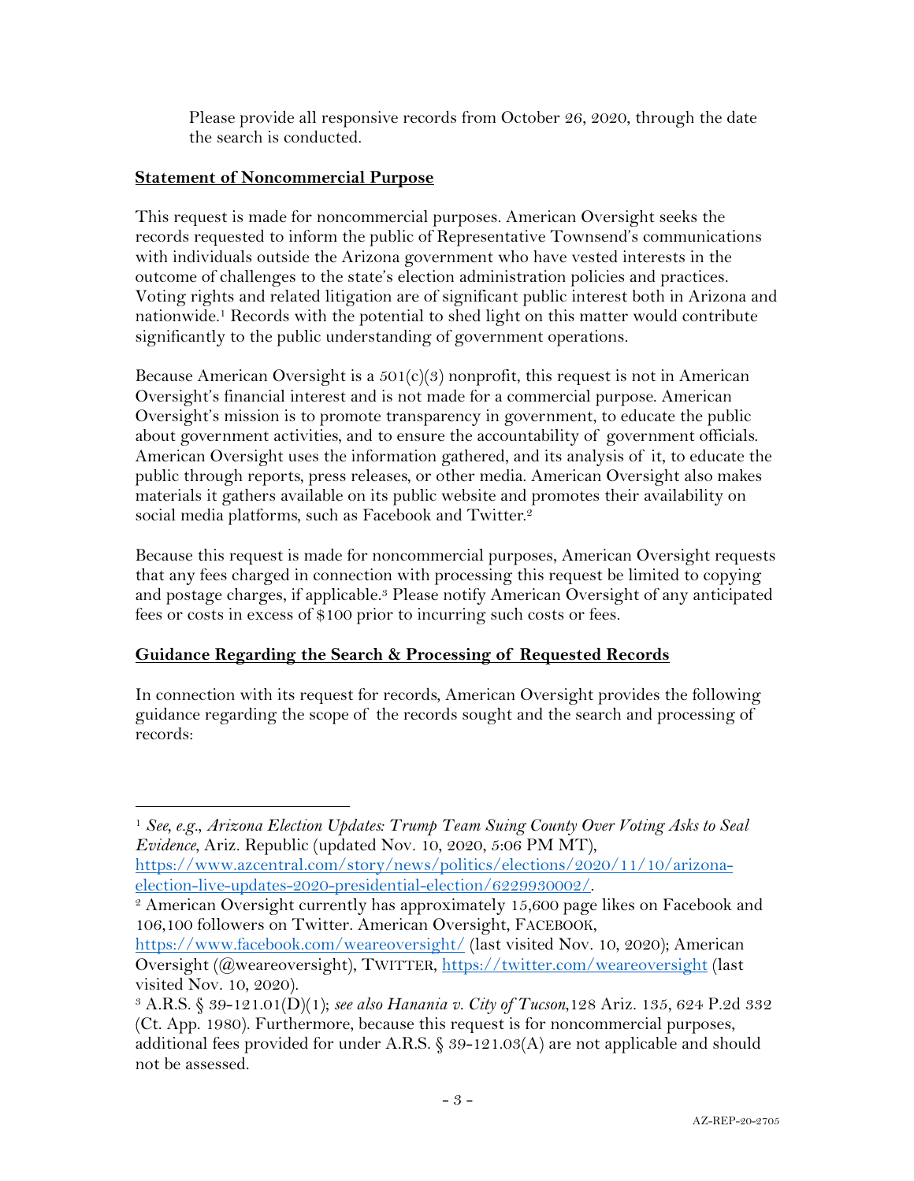Please provide all responsive records from October 26, 2020, through the date the search is conducted.

**Statement of Noncommercial Purpose**

This request is made for noncommercial purposes. American Oversight seeks the records requested to inform the public of Representative Townsend's communications with individuals outside the Arizona government who have vested interests in the outcome of challenges to the state's election administration policies and practices. Voting rights and related litigation are of significant public interest both in Arizona and nationwide.[1] Records with the potential to shed light on this matter would contribute significantly to the public understanding of government operations.

Because American Oversight is a 501(c)(3) nonprofit, this request is not in American Oversight's financial interest and is not made for a commercial purpose. American Oversight's mission is to promote transparency in government, to educate the public about government activities, and to ensure the accountability of government officials. American Oversight uses the information gathered, and its analysis of it, to educate the public through reports, press releases, or other media. American Oversight also makes materials it gathers available on its public website and promotes their availability on social media platforms, such as Facebook and Twitter.[2]

Because this request is made for noncommercial purposes, American Oversight requests that any fees charged in connection with processing this request be limited to copying and postage charges, if applicable.[3] Please notify American Oversight of any anticipated fees or costs in excess of $100 prior to incurring such costs or fees.

**Guidance Regarding the Search & Processing of Requested Records**

In connection with its request for records, American Oversight provides the following guidance regarding the scope of the records sought and the search and processing of records:

---

[1] *See, e.g.*, *Arizona Election Updates: Trump Team Suing County Over Voting Asks to Seal Evidence*, Ariz. Republic (updated Nov. 10, 2020, 5:06 PM MT), https://www.azcentral.com/story/news/politics/elections/2020/11/10/arizona-election-live-updates-2020-presidential-election/6229930002/.

[2] American Oversight currently has approximately 15,600 page likes on Facebook and 106,100 followers on Twitter. American Oversight, FACEBOOK, https://www.facebook.com/weareoversight/ (last visited Nov. 10, 2020); American Oversight (@weareoversight), TWITTER, https://twitter.com/weareoversight (last visited Nov. 10, 2020).

[3] A.R.S. § 39-121.01(D)(1); *see also Hanania v. City of Tucson*, 128 Ariz. 135, 624 P.2d 332 (Ct. App. 1980). Furthermore, because this request is for noncommercial purposes, additional fees provided for under A.R.S. § 39-121.03(A) are not applicable and should not be assessed.

AZ-REP-20-2705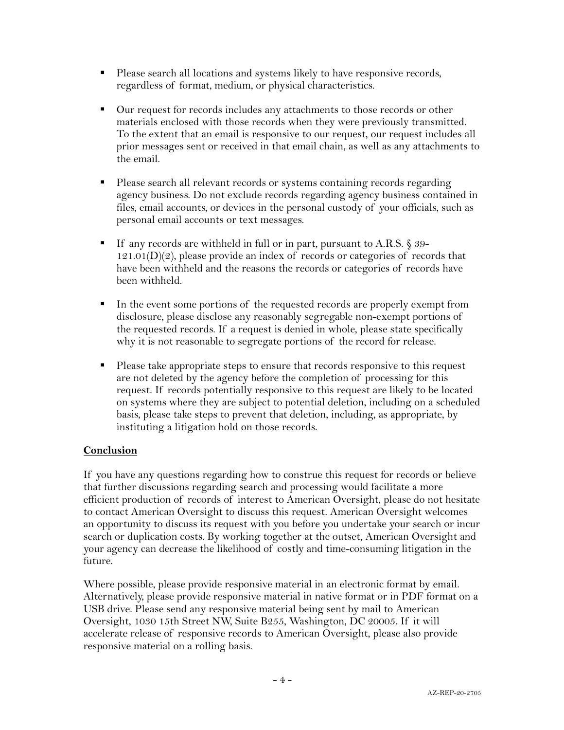- Please search all locations and systems likely to have responsive records, regardless of format, medium, or physical characteristics.
- Our request for records includes any attachments to those records or other materials enclosed with those records when they were previously transmitted. To the extent that an email is responsive to our request, our request includes all prior messages sent or received in that email chain, as well as any attachments to the email.
- Please search all relevant records or systems containing records regarding agency business. Do not exclude records regarding agency business contained in files, email accounts, or devices in the personal custody of your officials, such as personal email accounts or text messages.
- If any records are withheld in full or in part, pursuant to A.R.S. § 39-121.01(D)(2), please provide an index of records or categories of records that have been withheld and the reasons the records or categories of records have been withheld.
- In the event some portions of the requested records are properly exempt from disclosure, please disclose any reasonably segregable non-exempt portions of the requested records. If a request is denied in whole, please state specifically why it is not reasonable to segregate portions of the record for release.
- Please take appropriate steps to ensure that records responsive to this request are not deleted by the agency before the completion of processing for this request. If records potentially responsive to this request are likely to be located on systems where they are subject to potential deletion, including on a scheduled basis, please take steps to prevent that deletion, including, as appropriate, by instituting a litigation hold on those records.

**Conclusion**

If you have any questions regarding how to construe this request for records or believe that further discussions regarding search and processing would facilitate a more efficient production of records of interest to American Oversight, please do not hesitate to contact American Oversight to discuss this request. American Oversight welcomes an opportunity to discuss its request with you before you undertake your search or incur search or duplication costs. By working together at the outset, American Oversight and your agency can decrease the likelihood of costly and time-consuming litigation in the future.

Where possible, please provide responsive material in an electronic format by email. Alternatively, please provide responsive material in native format or in PDF format on a USB drive. Please send any responsive material being sent by mail to American Oversight, 1030 15th Street NW, Suite B255, Washington, DC 20005. If it will accelerate release of responsive records to American Oversight, please also provide responsive material on a rolling basis.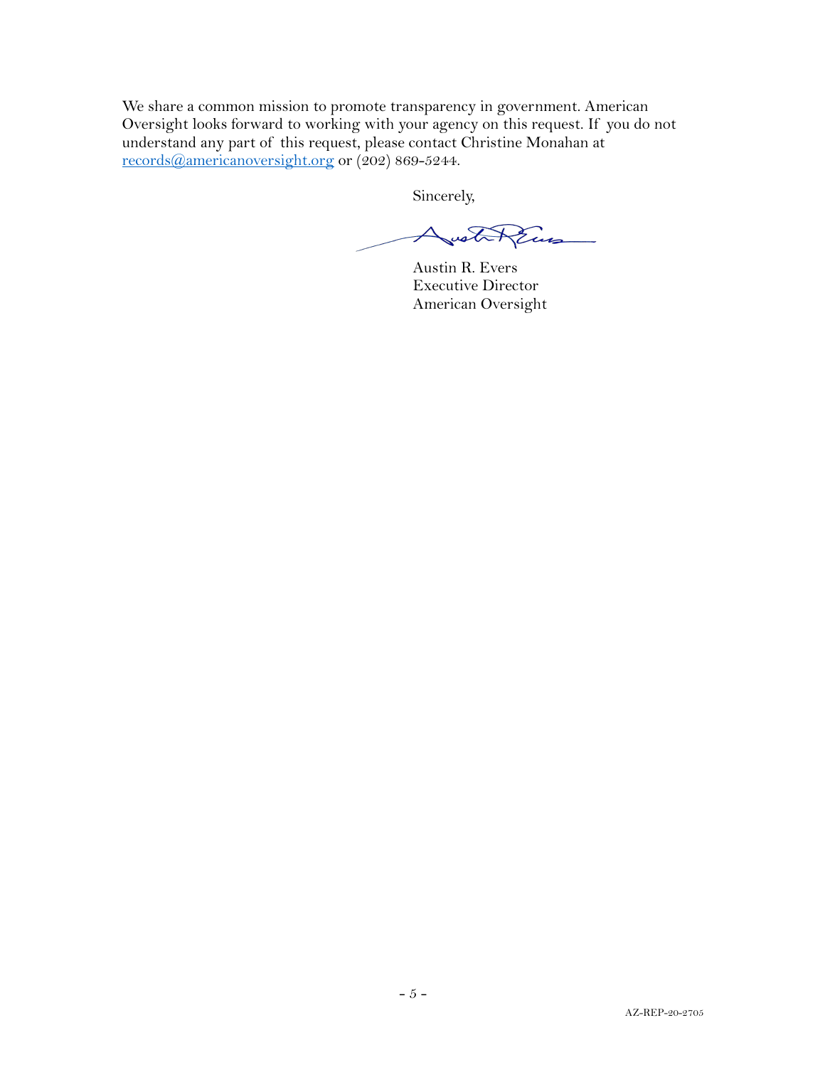We share a common mission to promote transparency in government. American Oversight looks forward to working with your agency on this request. If you do not understand any part of this request, please contact Christine Monahan at records@americanoversight.org or (202) 869-5244.

Sincerely,

Austin R. Evers
Executive Director
American Oversight

AZ-REP-20-2705